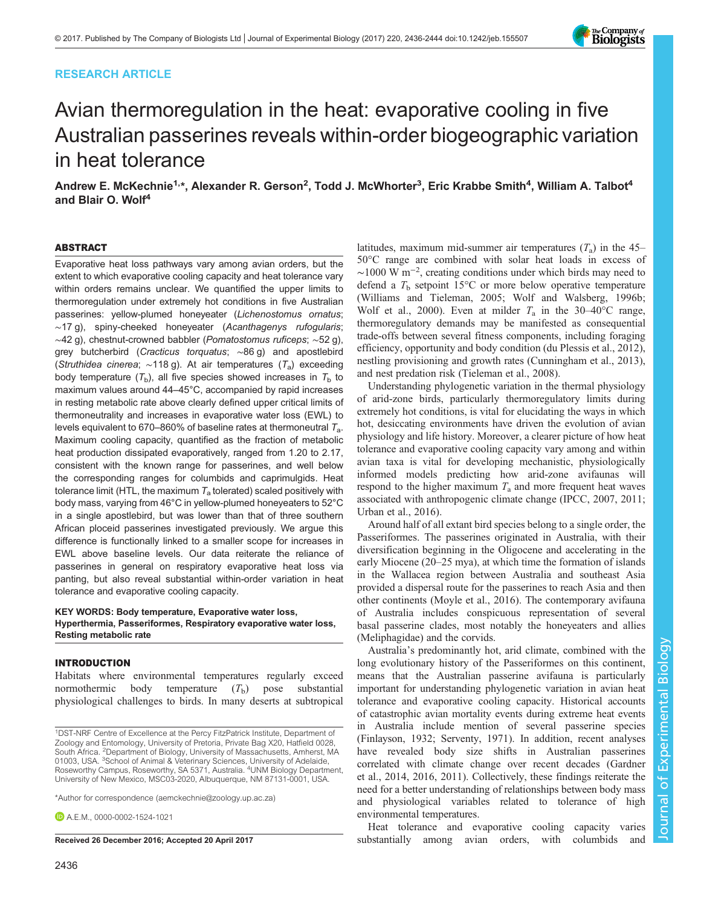RESEARCH ARTICLE

# Avian thermoregulation in the heat: evaporative cooling in five Australian passerines reveals within-order biogeographic variation in heat tolerance

**Andrew E. McKechnie[1,*], Alexander R. Gerson[2], Todd J. McWhorter[3], Eric Krabbe Smith[4], William A. Talbot[4] and Blair O. Wolf[4]**

## ABSTRACT

Evaporative heat loss pathways vary among avian orders, but the extent to which evaporative cooling capacity and heat tolerance vary within orders remains unclear. We quantified the upper limits to thermoregulation under extremely hot conditions in five Australian passerines: yellow-plumed honeyeater (*Lichenostomus ornatus*; ∼17 g), spiny-cheeked honeyeater (*Acanthagenys rufogularis*; ∼42 g), chestnut-crowned babbler (*Pomatostomus ruficeps*; ∼52 g), grey butcherbird (*Cracticus torquatus*; ∼86 g) and apostlebird (*Struthidea cinerea*; ∼118 g). At air temperatures ($T_a$) exceeding body temperature ($T_b$), all five species showed increases in $T_b$ to maximum values around 44–45°C, accompanied by rapid increases in resting metabolic rate above clearly defined upper critical limits of thermoneutrality and increases in evaporative water loss (EWL) to levels equivalent to 670–860% of baseline rates at thermoneutral $T_a$. Maximum cooling capacity, quantified as the fraction of metabolic heat production dissipated evaporatively, ranged from 1.20 to 2.17, consistent with the known range for passerines, and well below the corresponding ranges for columbids and caprimulgids. Heat tolerance limit (HTL, the maximum $T_a$ tolerated) scaled positively with body mass, varying from 46°C in yellow-plumed honeyeaters to 52°C in a single apostlebird, but was lower than that of three southern African ploceid passerines investigated previously. We argue this difference is functionally linked to a smaller scope for increases in EWL above baseline levels. Our data reiterate the reliance of passerines in general on respiratory evaporative heat loss via panting, but also reveal substantial within-order variation in heat tolerance and evaporative cooling capacity.

**KEY WORDS: Body temperature, Evaporative water loss, Hyperthermia, Passeriformes, Respiratory evaporative water loss, Resting metabolic rate**

## INTRODUCTION

Habitats where environmental temperatures regularly exceed normothermic body temperature ($T_b$) pose substantial physiological challenges to birds. In many deserts at subtropical latitudes, maximum mid-summer air temperatures ($T_a$) in the 45–50°C range are combined with solar heat loads in excess of ∼1000 W m$^{-2}$, creating conditions under which birds may need to defend a $T_b$ setpoint 15°C or more below operative temperature (Williams and Tieleman, 2005; Wolf and Walsberg, 1996b; Wolf et al., 2000). Even at milder $T_a$ in the 30–40°C range, thermoregulatory demands may be manifested as consequential trade-offs between several fitness components, including foraging efficiency, opportunity and body condition (du Plessis et al., 2012), nestling provisioning and growth rates (Cunningham et al., 2013), and nest predation risk (Tieleman et al., 2008).

Understanding phylogenetic variation in the thermal physiology of arid-zone birds, particularly thermoregulatory limits during extremely hot conditions, is vital for elucidating the ways in which hot, desiccating environments have driven the evolution of avian physiology and life history. Moreover, a clearer picture of how heat tolerance and evaporative cooling capacity vary among and within avian taxa is vital for developing mechanistic, physiologically informed models predicting how arid-zone avifaunas will respond to the higher maximum $T_a$ and more frequent heat waves associated with anthropogenic climate change (IPCC, 2007, 2011; Urban et al., 2016).

Around half of all extant bird species belong to a single order, the Passeriformes. The passerines originated in Australia, with their diversification beginning in the Oligocene and accelerating in the early Miocene (20–25 mya), at which time the formation of islands in the Wallacea region between Australia and southeast Asia provided a dispersal route for the passerines to reach Asia and then other continents (Moyle et al., 2016). The contemporary avifauna of Australia includes conspicuous representation of several basal passerine clades, most notably the honeyeaters and allies (Meliphagidae) and the corvids.

Australia's predominantly hot, arid climate, combined with the long evolutionary history of the Passeriformes on this continent, means that the Australian passerine avifauna is particularly important for understanding phylogenetic variation in avian heat tolerance and evaporative cooling capacity. Historical accounts of catastrophic avian mortality events during extreme heat events in Australia include mention of several passerine species (Finlayson, 1932; Serventy, 1971). In addition, recent analyses have revealed body size shifts in Australian passerines correlated with climate change over recent decades (Gardner et al., 2014, 2016, 2011). Collectively, these findings reiterate the need for a better understanding of relationships between body mass and physiological variables related to tolerance of high environmental temperatures.

Heat tolerance and evaporative cooling capacity varies substantially among avian orders, with columbids and

[1]DST-NRF Centre of Excellence at the Percy FitzPatrick Institute, Department of Zoology and Entomology, University of Pretoria, Private Bag X20, Hatfield 0028, South Africa. [2]Department of Biology, University of Massachusetts, Amherst, MA 01003, USA. [3]School of Animal & Veterinary Sciences, University of Adelaide, Roseworthy Campus, Roseworthy, SA 5371, Australia. [4]UNM Biology Department, University of New Mexico, MSC03-2020, Albuquerque, NM 87131-0001, USA.

*Author for correspondence (aemckechnie@zoology.up.ac.za)

A.E.M., 0000-0002-1524-1021

**Received 26 December 2016; Accepted 20 April 2017**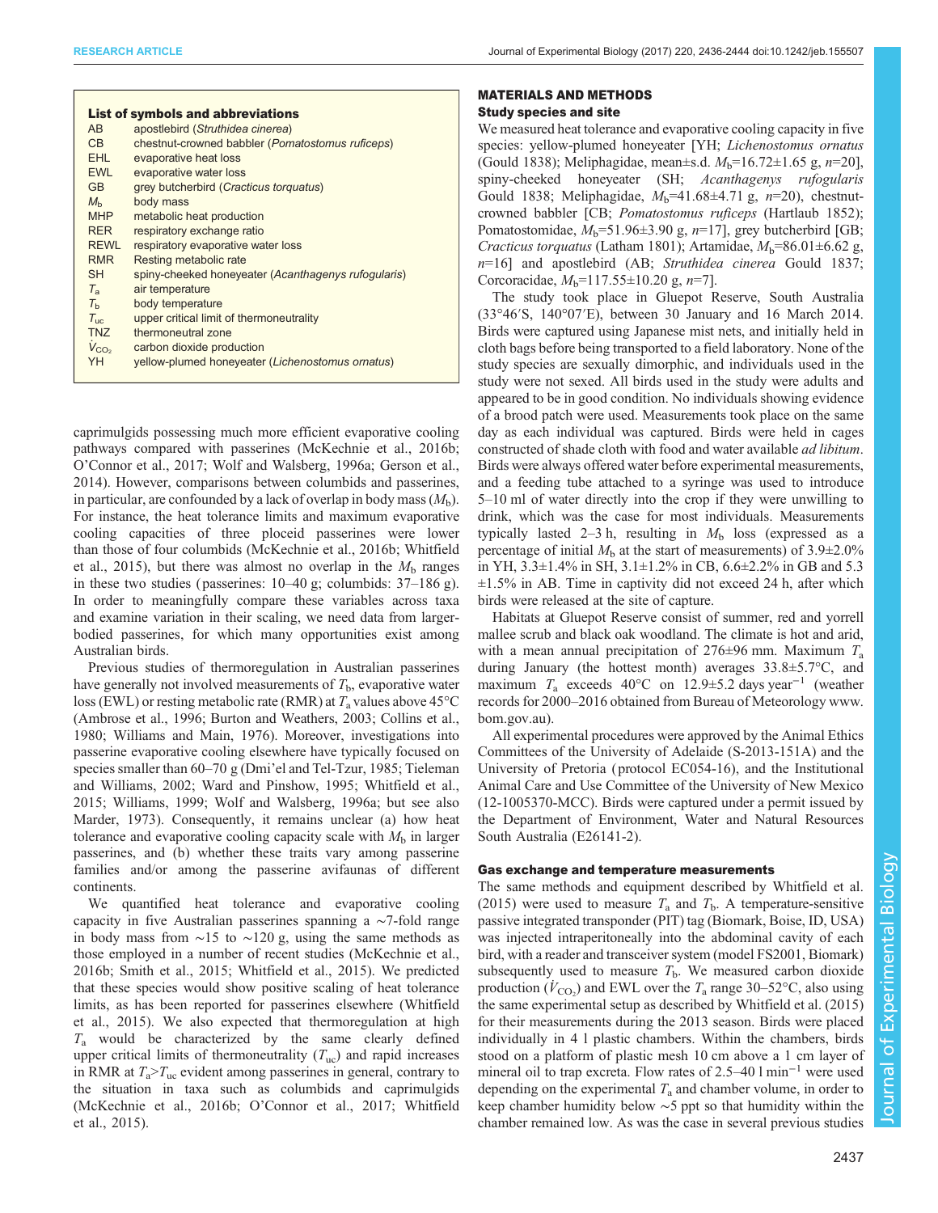**List of symbols and abbreviations**

| | |
|---|---|
| AB | apostlebird (*Struthidea cinerea*) |
| CB | chestnut-crowned babbler (*Pomatostomus ruficeps*) |
| EHL | evaporative heat loss |
| EWL | evaporative water loss |
| GB | grey butcherbird (*Cracticus torquatus*) |
| $M_b$ | body mass |
| MHP | metabolic heat production |
| RER | respiratory exchange ratio |
| REWL | respiratory evaporative water loss |
| RMR | Resting metabolic rate |
| SH | spiny-cheeked honeyeater (*Acanthagenys rufogularis*) |
| $T_a$ | air temperature |
| $T_b$ | body temperature |
| $T_{uc}$ | upper critical limit of thermoneutrality |
| TNZ | thermoneutral zone |
| $\dot{V}_{CO_2}$ | carbon dioxide production |
| YH | yellow-plumed honeyeater (*Lichenostomus ornatus*) |

caprimulgids possessing much more efficient evaporative cooling pathways compared with passerines (McKechnie et al., 2016b; O'Connor et al., 2017; Wolf and Walsberg, 1996a; Gerson et al., 2014). However, comparisons between columbids and passerines, in particular, are confounded by a lack of overlap in body mass ($M_b$). For instance, the heat tolerance limits and maximum evaporative cooling capacities of three ploceid passerines were lower than those of four columbids (McKechnie et al., 2016b; Whitfield et al., 2015), but there was almost no overlap in the $M_b$ ranges in these two studies (passerines: 10–40 g; columbids: 37–186 g). In order to meaningfully compare these variables across taxa and examine variation in their scaling, we need data from larger-bodied passerines, for which many opportunities exist among Australian birds.

Previous studies of thermoregulation in Australian passerines have generally not involved measurements of $T_b$, evaporative water loss (EWL) or resting metabolic rate (RMR) at $T_a$ values above 45°C (Ambrose et al., 1996; Burton and Weathers, 2003; Collins et al., 1980; Williams and Main, 1976). Moreover, investigations into passerine evaporative cooling elsewhere have typically focused on species smaller than 60–70 g (Dmi'el and Tel-Tzur, 1985; Tieleman and Williams, 2002; Ward and Pinshow, 1995; Whitfield et al., 2015; Williams, 1999; Wolf and Walsberg, 1996a; but see also Marder, 1973). Consequently, it remains unclear (a) how heat tolerance and evaporative cooling capacity scale with $M_b$ in larger passerines, and (b) whether these traits vary among passerine families and/or among the passerine avifaunas of different continents.

We quantified heat tolerance and evaporative cooling capacity in five Australian passerines spanning a ~7-fold range in body mass from ~15 to ~120 g, using the same methods as those employed in a number of recent studies (McKechnie et al., 2016b; Smith et al., 2015; Whitfield et al., 2015). We predicted that these species would show positive scaling of heat tolerance limits, as has been reported for passerines elsewhere (Whitfield et al., 2015). We also expected that thermoregulation at high $T_a$ would be characterized by the same clearly defined upper critical limits of thermoneutrality ($T_{uc}$) and rapid increases in RMR at $T_a$>$T_{uc}$ evident among passerines in general, contrary to the situation in taxa such as columbids and caprimulgids (McKechnie et al., 2016b; O'Connor et al., 2017; Whitfield et al., 2015).

## MATERIALS AND METHODS

### Study species and site

We measured heat tolerance and evaporative cooling capacity in five species: yellow-plumed honeyeater [YH; *Lichenostomus ornatus* (Gould 1838); Meliphagidae, mean±s.d. $M_b$=16.72±1.65 g, $n$=20], spiny-cheeked honeyeater (SH; *Acanthagenys rufogularis* Gould 1838; Meliphagidae, $M_b$=41.68±4.71 g, $n$=20), chestnut-crowned babbler [CB; *Pomatostomus ruficeps* (Hartlaub 1852); Pomatostomidae, $M_b$=51.96±3.90 g, $n$=17], grey butcherbird [GB; *Cracticus torquatus* (Latham 1801); Artamidae, $M_b$=86.01±6.62 g, $n$=16] and apostlebird (AB; *Struthidea cinerea* Gould 1837; Corcoracidae, $M_b$=117.55±10.20 g, $n$=7].

The study took place in Gluepot Reserve, South Australia (33°46′S, 140°07′E), between 30 January and 16 March 2014. Birds were captured using Japanese mist nets, and initially held in cloth bags before being transported to a field laboratory. None of the study species are sexually dimorphic, and individuals used in the study were not sexed. All birds used in the study were adults and appeared to be in good condition. No individuals showing evidence of a brood patch were used. Measurements took place on the same day as each individual was captured. Birds were held in cages constructed of shade cloth with food and water available *ad libitum*. Birds were always offered water before experimental measurements, and a feeding tube attached to a syringe was used to introduce 5–10 ml of water directly into the crop if they were unwilling to drink, which was the case for most individuals. Measurements typically lasted 2–3 h, resulting in $M_b$ loss (expressed as a percentage of initial $M_b$ at the start of measurements) of 3.9±2.0% in YH, 3.3±1.4% in SH, 3.1±1.2% in CB, 6.6±2.2% in GB and 5.3 ±1.5% in AB. Time in captivity did not exceed 24 h, after which birds were released at the site of capture.

Habitats at Gluepot Reserve consist of summer, red and yorrell mallee scrub and black oak woodland. The climate is hot and arid, with a mean annual precipitation of 276±96 mm. Maximum $T_a$ during January (the hottest month) averages 33.8±5.7°C, and maximum $T_a$ exceeds 40°C on 12.9±5.2 days year$^{-1}$ (weather records for 2000–2016 obtained from Bureau of Meteorology www.bom.gov.au).

All experimental procedures were approved by the Animal Ethics Committees of the University of Adelaide (S-2013-151A) and the University of Pretoria (protocol EC054-16), and the Institutional Animal Care and Use Committee of the University of New Mexico (12-1005370-MCC). Birds were captured under a permit issued by the Department of Environment, Water and Natural Resources South Australia (E26141-2).

### Gas exchange and temperature measurements

The same methods and equipment described by Whitfield et al. (2015) were used to measure $T_a$ and $T_b$. A temperature-sensitive passive integrated transponder (PIT) tag (Biomark, Boise, ID, USA) was injected intraperitoneally into the abdominal cavity of each bird, with a reader and transceiver system (model FS2001, Biomark) subsequently used to measure $T_b$. We measured carbon dioxide production ($\dot{V}_{CO_2}$) and EWL over the $T_a$ range 30–52°C, also using the same experimental setup as described by Whitfield et al. (2015) for their measurements during the 2013 season. Birds were placed individually in 4 l plastic chambers. Within the chambers, birds stood on a platform of plastic mesh 10 cm above a 1 cm layer of mineral oil to trap excreta. Flow rates of 2.5–40 l min$^{-1}$ were used depending on the experimental $T_a$ and chamber volume, in order to keep chamber humidity below ~5 ppt so that humidity within the chamber remained low. As was the case in several previous studies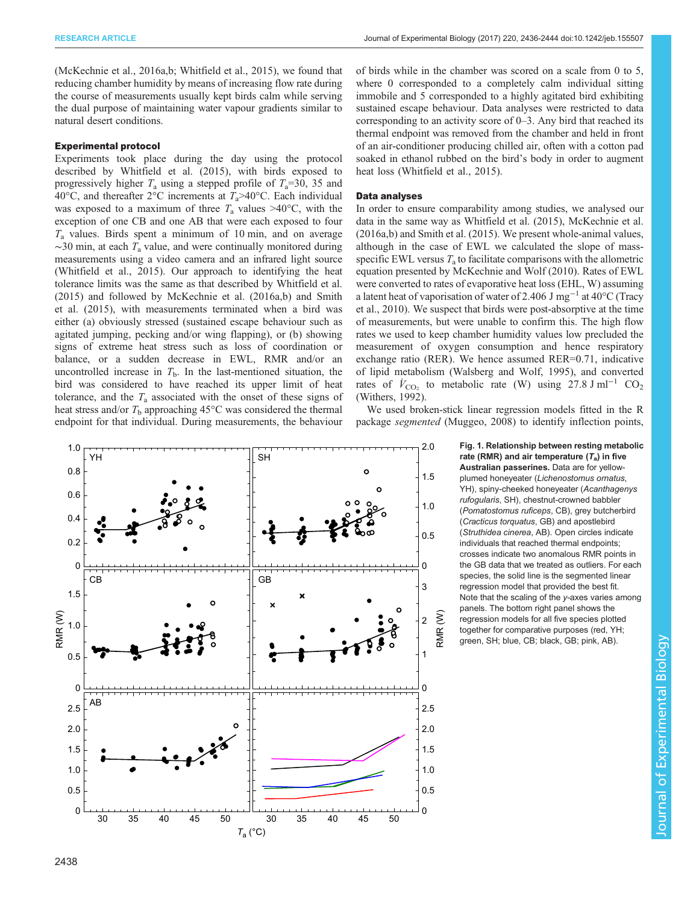(McKechnie et al., 2016a,b; Whitfield et al., 2015), we found that reducing chamber humidity by means of increasing flow rate during the course of measurements usually kept birds calm while serving the dual purpose of maintaining water vapour gradients similar to natural desert conditions.

### Experimental protocol

Experiments took place during the day using the protocol described by Whitfield et al. (2015), with birds exposed to progressively higher $T_a$ using a stepped profile of $T_a$=30, 35 and 40°C, and thereafter 2°C increments at $T_a$>40°C. Each individual was exposed to a maximum of three $T_a$ values >40°C, with the exception of one CB and one AB that were each exposed to four $T_a$ values. Birds spent a minimum of 10 min, and on average ∼30 min, at each $T_a$ value, and were continually monitored during measurements using a video camera and an infrared light source (Whitfield et al., 2015). Our approach to identifying the heat tolerance limits was the same as that described by Whitfield et al. (2015) and followed by McKechnie et al. (2016a,b) and Smith et al. (2015), with measurements terminated when a bird was either (a) obviously stressed (sustained escape behaviour such as agitated jumping, pecking and/or wing flapping), or (b) showing signs of extreme heat stress such as loss of coordination or balance, or a sudden decrease in EWL, RMR and/or an uncontrolled increase in $T_b$. In the last-mentioned situation, the bird was considered to have reached its upper limit of heat tolerance, and the $T_a$ associated with the onset of these signs of heat stress and/or $T_b$ approaching 45°C was considered the thermal endpoint for that individual. During measurements, the behaviour of birds while in the chamber was scored on a scale from 0 to 5, where 0 corresponded to a completely calm individual sitting immobile and 5 corresponded to a highly agitated bird exhibiting sustained escape behaviour. Data analyses were restricted to data corresponding to an activity score of 0–3. Any bird that reached its thermal endpoint was removed from the chamber and held in front of an air-conditioner producing chilled air, often with a cotton pad soaked in ethanol rubbed on the bird's body in order to augment heat loss (Whitfield et al., 2015).

### Data analyses

In order to ensure comparability among studies, we analysed our data in the same way as Whitfield et al. (2015), McKechnie et al. (2016a,b) and Smith et al. (2015). We present whole-animal values, although in the case of EWL we calculated the slope of mass-specific EWL versus $T_a$ to facilitate comparisons with the allometric equation presented by McKechnie and Wolf (2010). Rates of EWL were converted to rates of evaporative heat loss (EHL, W) assuming a latent heat of vaporisation of water of 2.406 J mg$^{-1}$ at 40°C (Tracy et al., 2010). We suspect that birds were post-absorptive at the time of measurements, but were unable to confirm this. The high flow rates we used to keep chamber humidity values low precluded the measurement of oxygen consumption and hence respiratory exchange ratio (RER). We hence assumed RER=0.71, indicative of lipid metabolism (Walsberg and Wolf, 1995), and converted rates of $\dot{V}_{CO_2}$ to metabolic rate (W) using 27.8 J ml$^{-1}$ $CO_2$ (Withers, 1992).

We used broken-stick linear regression models fitted in the R package *segmented* (Muggeo, 2008) to identify inflection points,

**Fig. 1. Relationship between resting metabolic rate (RMR) and air temperature ($T_a$) in five Australian passerines.** Data are for yellow-plumed honeyeater (*Lichenostomus ornatus*, YH), spiny-cheeked honeyeater (*Acanthagenys rufogularis*, SH), chestnut-crowned babbler (*Pomatostomus ruficeps*, CB), grey butcherbird (*Cracticus torquatus*, GB) and apostlebird (*Struthidea cinerea*, AB). Open circles indicate individuals that reached thermal endpoints; crosses indicate two anomalous RMR points in the GB data that we treated as outliers. For each species, the solid line is the segmented linear regression model that provided the best fit. Note that the scaling of the *y*-axes varies among panels. The bottom right panel shows the regression models for all five species plotted together for comparative purposes (red, YH; green, SH; blue, CB; black, GB; pink, AB).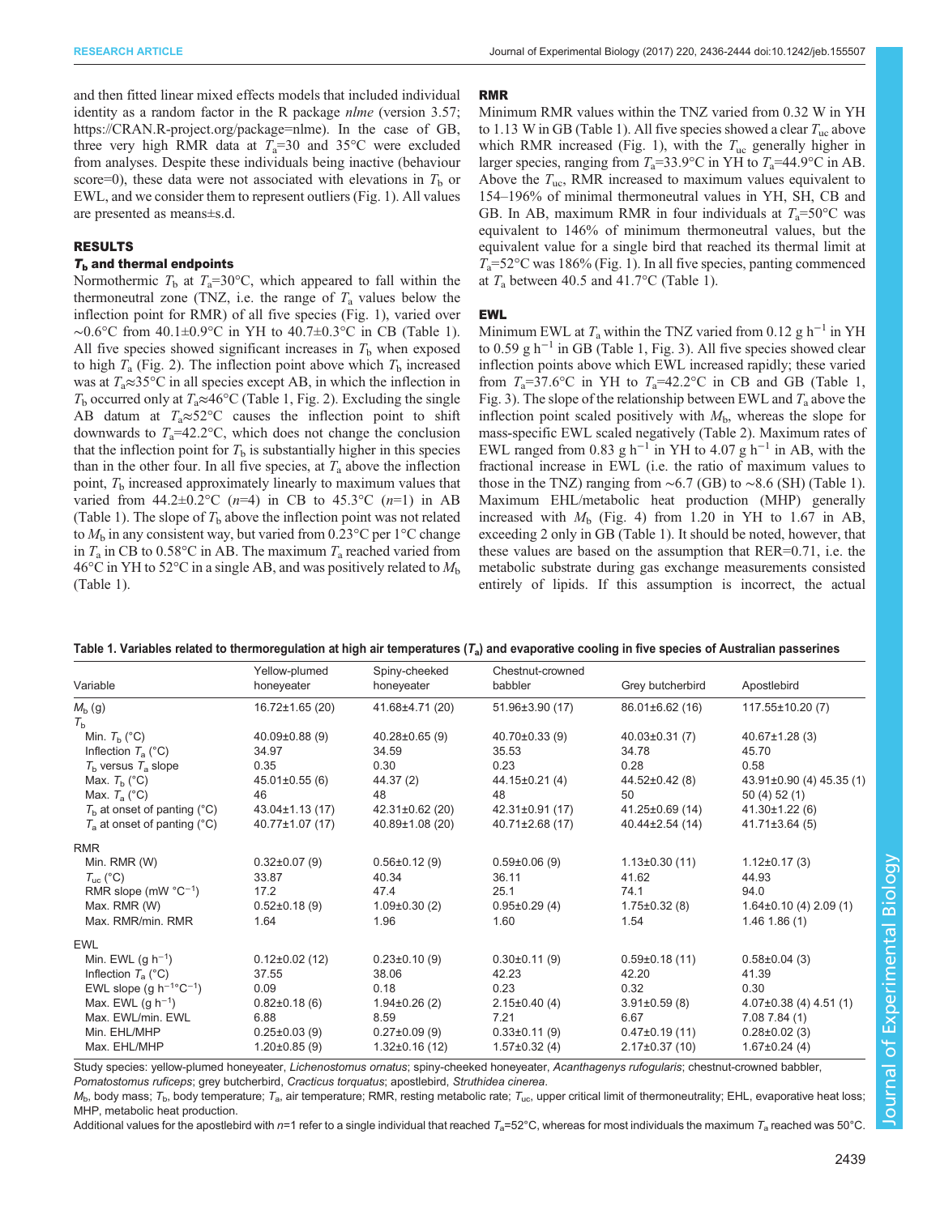and then fitted linear mixed effects models that included individual identity as a random factor in the R package *nlme* (version 3.57; https://CRAN.R-project.org/package=nlme). In the case of GB, three very high RMR data at $T_a$=30 and 35°C were excluded from analyses. Despite these individuals being inactive (behaviour score=0), these data were not associated with elevations in $T_b$ or EWL, and we consider them to represent outliers (Fig. 1). All values are presented as means±s.d.

## RESULTS

### $T_b$ and thermal endpoints

Normothermic $T_b$ at $T_a$=30°C, which appeared to fall within the thermoneutral zone (TNZ, i.e. the range of $T_a$ values below the inflection point for RMR) of all five species (Fig. 1), varied over ∼0.6°C from 40.1±0.9°C in YH to 40.7±0.3°C in CB (Table 1). All five species showed significant increases in $T_b$ when exposed to high $T_a$ (Fig. 2). The inflection point above which $T_b$ increased was at $T_a$≈35°C in all species except AB, in which the inflection in $T_b$ occurred only at $T_a$≈46°C (Table 1, Fig. 2). Excluding the single AB datum at $T_a$≈52°C causes the inflection point to shift downwards to $T_a$=42.2°C, which does not change the conclusion that the inflection point for $T_b$ is substantially higher in this species than in the other four. In all five species, at $T_a$ above the inflection point, $T_b$ increased approximately linearly to maximum values that varied from 44.2±0.2°C (*n*=4) in CB to 45.3°C (*n*=1) in AB (Table 1). The slope of $T_b$ above the inflection point was not related to $M_b$ in any consistent way, but varied from 0.23°C per 1°C change in $T_a$ in CB to 0.58°C in AB. The maximum $T_a$ reached varied from 46°C in YH to 52°C in a single AB, and was positively related to $M_b$ (Table 1).

### RMR

Minimum RMR values within the TNZ varied from 0.32 W in YH to 1.13 W in GB (Table 1). All five species showed a clear $T_{uc}$ above which RMR increased (Fig. 1), with the $T_{uc}$ generally higher in larger species, ranging from $T_a$=33.9°C in YH to $T_a$=44.9°C in AB. Above the $T_{uc}$, RMR increased to maximum values equivalent to 154–196% of minimal thermoneutral values in YH, SH, CB and GB. In AB, maximum RMR in four individuals at $T_a$=50°C was equivalent to 146% of minimum thermoneutral values, but the equivalent value for a single bird that reached its thermal limit at $T_a$=52°C was 186% (Fig. 1). In all five species, panting commenced at $T_a$ between 40.5 and 41.7°C (Table 1).

### EWL

Minimum EWL at $T_a$ within the TNZ varied from 0.12 g h$^{-1}$ in YH to 0.59 g h$^{-1}$ in GB (Table 1, Fig. 3). All five species showed clear inflection points above which EWL increased rapidly; these varied from $T_a$=37.6°C in YH to $T_a$=42.2°C in CB and GB (Table 1, Fig. 3). The slope of the relationship between EWL and $T_a$ above the inflection point scaled positively with $M_b$, whereas the slope for mass-specific EWL scaled negatively (Table 2). Maximum rates of EWL ranged from 0.83 g h$^{-1}$ in YH to 4.07 g h$^{-1}$ in AB, with the fractional increase in EWL (i.e. the ratio of maximum values to those in the TNZ) ranging from ∼6.7 (GB) to ∼8.6 (SH) (Table 1). Maximum EHL/metabolic heat production (MHP) generally increased with $M_b$ (Fig. 4) from 1.20 in YH to 1.67 in AB, exceeding 2 only in GB (Table 1). It should be noted, however, that these values are based on the assumption that RER=0.71, i.e. the metabolic substrate during gas exchange measurements consisted entirely of lipids. If this assumption is incorrect, the actual

**Table 1. Variables related to thermoregulation at high air temperatures ($T_a$) and evaporative cooling in five species of Australian passerines**

| Variable | Yellow-plumed honeyeater | Spiny-cheeked honeyeater | Chestnut-crowned babbler | Grey butcherbird | Apostlebird |
|---|---|---|---|---|---|
| $M_b$ (g) | 16.72±1.65 (20) | 41.68±4.71 (20) | 51.96±3.90 (17) | 86.01±6.62 (16) | 117.55±10.20 (7) |
| $T_b$ | | | | | |
| Min. $T_b$ (°C) | 40.09±0.88 (9) | 40.28±0.65 (9) | 40.70±0.33 (9) | 40.03±0.31 (7) | 40.67±1.28 (3) |
| Inflection $T_a$ (°C) | 34.97 | 34.59 | 35.53 | 34.78 | 45.70 |
| $T_b$ versus $T_a$ slope | 0.35 | 0.30 | 0.23 | 0.28 | 0.58 |
| Max. $T_b$ (°C) | 45.01±0.55 (6) | 44.37 (2) | 44.15±0.21 (4) | 44.52±0.42 (8) | 43.91±0.90 (4) 45.35 (1) |
| Max. $T_a$ (°C) | 46 | 48 | 48 | 50 | 50 (4) 52 (1) |
| $T_b$ at onset of panting (°C) | 43.04±1.13 (17) | 42.31±0.62 (20) | 42.31±0.91 (17) | 41.25±0.69 (14) | 41.30±1.22 (6) |
| $T_a$ at onset of panting (°C) | 40.77±1.07 (17) | 40.89±1.08 (20) | 40.71±2.68 (17) | 40.44±2.54 (14) | 41.71±3.64 (5) |
| RMR | | | | | |
| Min. RMR (W) | 0.32±0.07 (9) | 0.56±0.12 (9) | 0.59±0.06 (9) | 1.13±0.30 (11) | 1.12±0.17 (3) |
| $T_{uc}$ (°C) | 33.87 | 40.34 | 36.11 | 41.62 | 44.93 |
| RMR slope (mW °C$^{-1}$) | 17.2 | 47.4 | 25.1 | 74.1 | 94.0 |
| Max. RMR (W) | 0.52±0.18 (9) | 1.09±0.30 (2) | 0.95±0.29 (4) | 1.75±0.32 (8) | 1.64±0.10 (4) 2.09 (1) |
| Max. RMR/min. RMR | 1.64 | 1.96 | 1.60 | 1.54 | 1.46 1.86 (1) |
| EWL | | | | | |
| Min. EWL (g h$^{-1}$) | 0.12±0.02 (12) | 0.23±0.10 (9) | 0.30±0.11 (9) | 0.59±0.18 (11) | 0.58±0.04 (3) |
| Inflection $T_a$ (°C) | 37.55 | 38.06 | 42.23 | 42.20 | 41.39 |
| EWL slope (g h$^{-1}$°C$^{-1}$) | 0.09 | 0.18 | 0.23 | 0.32 | 0.30 |
| Max. EWL (g h$^{-1}$) | 0.82±0.18 (6) | 1.94±0.26 (2) | 2.15±0.40 (4) | 3.91±0.59 (8) | 4.07±0.38 (4) 4.51 (1) |
| Max. EWL/min. EWL | 6.88 | 8.59 | 7.21 | 6.67 | 7.08 7.84 (1) |
| Min. EHL/MHP | 0.25±0.03 (9) | 0.27±0.09 (9) | 0.33±0.11 (9) | 0.47±0.19 (11) | 0.28±0.02 (3) |
| Max. EHL/MHP | 1.20±0.85 (9) | 1.32±0.16 (12) | 1.57±0.32 (4) | 2.17±0.37 (10) | 1.67±0.24 (4) |

Study species: yellow-plumed honeyeater, *Lichenostomus ornatus*; spiny-cheeked honeyeater, *Acanthagenys rufogularis*; chestnut-crowned babbler, *Pomatostomus ruficeps*; grey butcherbird, *Cracticus torquatus*; apostlebird, *Struthidea cinerea*.

$M_b$, body mass; $T_b$, body temperature; $T_a$, air temperature; RMR, resting metabolic rate; $T_{uc}$, upper critical limit of thermoneutrality; EHL, evaporative heat loss; MHP, metabolic heat production.

Additional values for the apostlebird with *n*=1 refer to a single individual that reached $T_a$=52°C, whereas for most individuals the maximum $T_a$ reached was 50°C.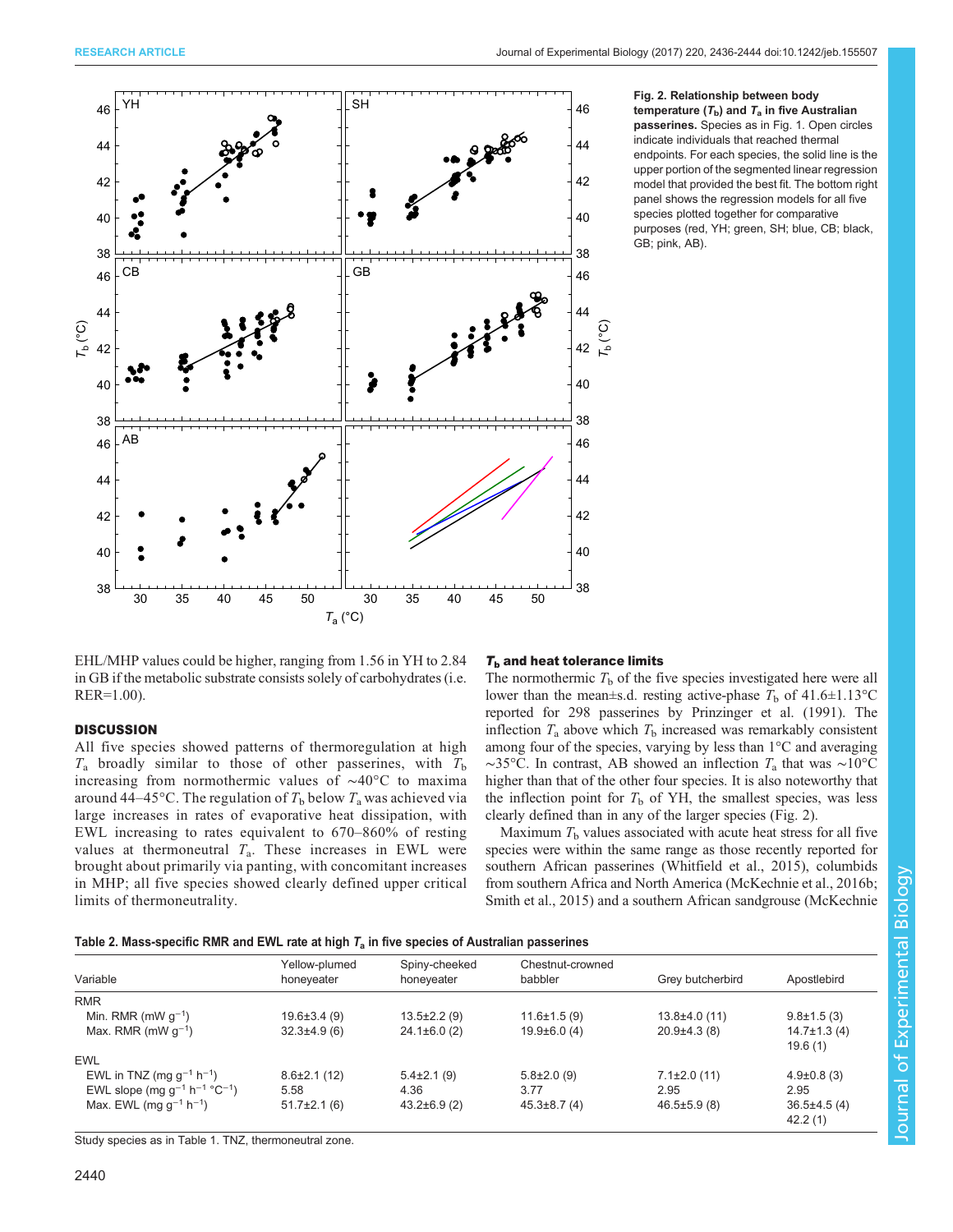**Fig. 2. Relationship between body temperature ($T_b$) and $T_a$ in five Australian passerines.** Species as in Fig. 1. Open circles indicate individuals that reached thermal endpoints. For each species, the solid line is the upper portion of the segmented linear regression model that provided the best fit. The bottom right panel shows the regression models for all five species plotted together for comparative purposes (red, YH; green, SH; blue, CB; black, GB; pink, AB).

EHL/MHP values could be higher, ranging from 1.56 in YH to 2.84 in GB if the metabolic substrate consists solely of carbohydrates (i.e. RER=1.00).

## DISCUSSION

All five species showed patterns of thermoregulation at high $T_a$ broadly similar to those of other passerines, with $T_b$ increasing from normothermic values of ∼40°C to maxima around 44–45°C. The regulation of $T_b$ below $T_a$ was achieved via large increases in rates of evaporative heat dissipation, with EWL increasing to rates equivalent to 670–860% of resting values at thermoneutral $T_a$. These increases in EWL were brought about primarily via panting, with concomitant increases in MHP; all five species showed clearly defined upper critical limits of thermoneutrality.

### $T_b$ and heat tolerance limits

The normothermic $T_b$ of the five species investigated here were all lower than the mean±s.d. resting active-phase $T_b$ of 41.6±1.13°C reported for 298 passerines by Prinzinger et al. (1991). The inflection $T_a$ above which $T_b$ increased was remarkably consistent among four of the species, varying by less than 1°C and averaging ∼35°C. In contrast, AB showed an inflection $T_a$ that was ∼10°C higher than that of the other four species. It is also noteworthy that the inflection point for $T_b$ of YH, the smallest species, was less clearly defined than in any of the larger species (Fig. 2).

Maximum $T_b$ values associated with acute heat stress for all five species were within the same range as those recently reported for southern African passerines (Whitfield et al., 2015), columbids from southern Africa and North America (McKechnie et al., 2016b; Smith et al., 2015) and a southern African sandgrouse (McKechnie

**Table 2. Mass-specific RMR and EWL rate at high $T_a$ in five species of Australian passerines**

| Variable | Yellow-plumed honeyeater | Spiny-cheeked honeyeater | Chestnut-crowned babbler | Grey butcherbird | Apostlebird |
|---|---|---|---|---|---|
| RMR | | | | | |
| Min. RMR (mW $g^{-1}$) | 19.6±3.4 (9) | 13.5±2.2 (9) | 11.6±1.5 (9) | 13.8±4.0 (11) | 9.8±1.5 (3) |
| Max. RMR (mW $g^{-1}$) | 32.3±4.9 (6) | 24.1±6.0 (2) | 19.9±6.0 (4) | 20.9±4.3 (8) | 14.7±1.3 (4)<br>19.6 (1) |
| EWL | | | | | |
| EWL in TNZ (mg $g^{-1}$ $h^{-1}$) | 8.6±2.1 (12) | 5.4±2.1 (9) | 5.8±2.0 (9) | 7.1±2.0 (11) | 4.9±0.8 (3) |
| EWL slope (mg $g^{-1}$ $h^{-1}$ °$C^{-1}$) | 5.58 | 4.36 | 3.77 | 2.95 | 2.95 |
| Max. EWL (mg $g^{-1}$ $h^{-1}$) | 51.7±2.1 (6) | 43.2±6.9 (2) | 45.3±8.7 (4) | 46.5±5.9 (8) | 36.5±4.5 (4)<br>42.2 (1) |

Study species as in Table 1. TNZ, thermoneutral zone.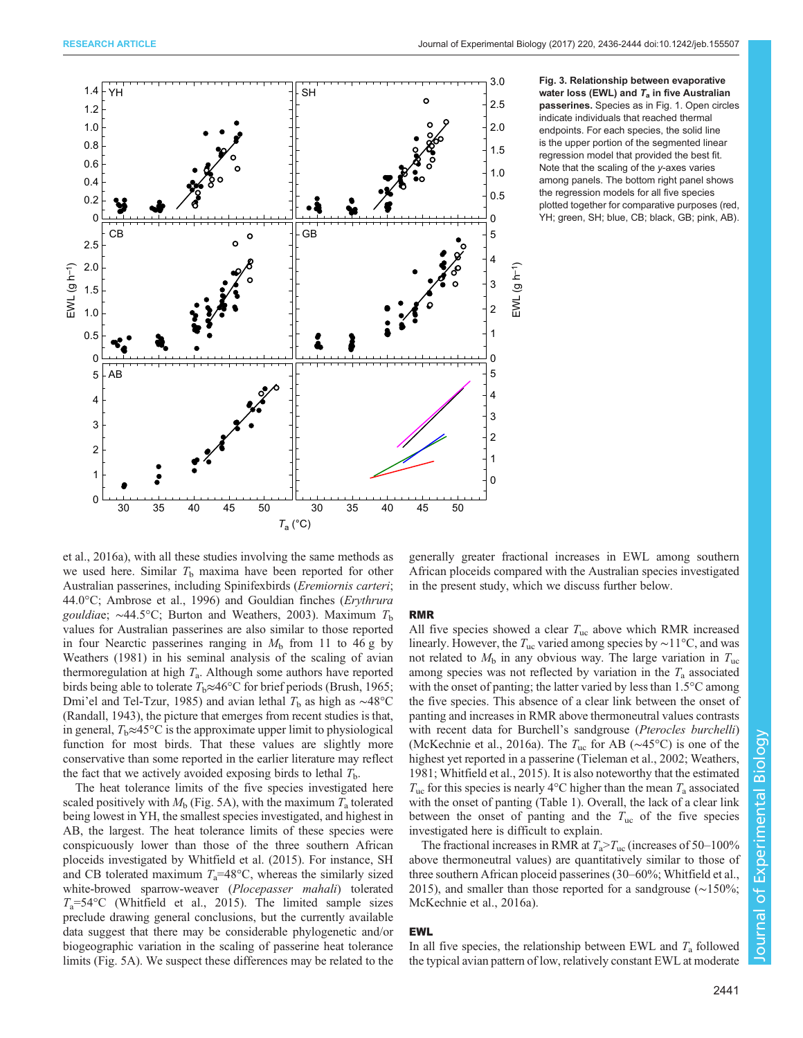**Fig. 3. Relationship between evaporative water loss (EWL) and $T_a$ in five Australian passerines.** Species as in Fig. 1. Open circles indicate individuals that reached thermal endpoints. For each species, the solid line is the upper portion of the segmented linear regression model that provided the best fit. Note that the scaling of the *y*-axes varies among panels. The bottom right panel shows the regression models for all five species plotted together for comparative purposes (red, YH; green, SH; blue, CB; black, GB; pink, AB).

et al., 2016a), with all these studies involving the same methods as we used here. Similar $T_b$ maxima have been reported for other Australian passerines, including Spinifexbirds (*Eremiornis carteri*; 44.0°C; Ambrose et al., 1996) and Gouldian finches (*Erythrura gouldiae*; ~44.5°C; Burton and Weathers, 2003). Maximum $T_b$ values for Australian passerines are also similar to those reported in four Nearctic passerines ranging in $M_b$ from 11 to 46 g by Weathers (1981) in his seminal analysis of the scaling of avian thermoregulation at high $T_a$. Although some authors have reported birds being able to tolerate $T_b$≈46°C for brief periods (Brush, 1965; Dmi'el and Tel-Tzur, 1985) and avian lethal $T_b$ as high as ~48°C (Randall, 1943), the picture that emerges from recent studies is that, in general, $T_b$≈45°C is the approximate upper limit to physiological function for most birds. That these values are slightly more conservative than some reported in the earlier literature may reflect the fact that we actively avoided exposing birds to lethal $T_b$.

The heat tolerance limits of the five species investigated here scaled positively with $M_b$ (Fig. 5A), with the maximum $T_a$ tolerated being lowest in YH, the smallest species investigated, and highest in AB, the largest. The heat tolerance limits of these species were conspicuously lower than those of the three southern African ploceids investigated by Whitfield et al. (2015). For instance, SH and CB tolerated maximum $T_a$=48°C, whereas the similarly sized white-browed sparrow-weaver (*Plocepasser mahali*) tolerated $T_a$=54°C (Whitfield et al., 2015). The limited sample sizes preclude drawing general conclusions, but the currently available data suggest that there may be considerable phylogenetic and/or biogeographic variation in the scaling of passerine heat tolerance limits (Fig. 5A). We suspect these differences may be related to the generally greater fractional increases in EWL among southern African ploceids compared with the Australian species investigated in the present study, which we discuss further below.

## RMR

All five species showed a clear $T_{uc}$ above which RMR increased linearly. However, the $T_{uc}$ varied among species by ~11°C, and was not related to $M_b$ in any obvious way. The large variation in $T_{uc}$ among species was not reflected by variation in the $T_a$ associated with the onset of panting; the latter varied by less than 1.5°C among the five species. This absence of a clear link between the onset of panting and increases in RMR above thermoneutral values contrasts with recent data for Burchell's sandgrouse (*Pterocles burchelli*) (McKechnie et al., 2016a). The $T_{uc}$ for AB (~45°C) is one of the highest yet reported in a passerine (Tieleman et al., 2002; Weathers, 1981; Whitfield et al., 2015). It is also noteworthy that the estimated $T_{uc}$ for this species is nearly 4°C higher than the mean $T_a$ associated with the onset of panting (Table 1). Overall, the lack of a clear link between the onset of panting and the $T_{uc}$ of the five species investigated here is difficult to explain.

The fractional increases in RMR at $T_a$>$T_{uc}$ (increases of 50–100% above thermoneutral values) are quantitatively similar to those of three southern African ploceid passerines (30–60%; Whitfield et al., 2015), and smaller than those reported for a sandgrouse (~150%; McKechnie et al., 2016a).

## EWL

In all five species, the relationship between EWL and $T_a$ followed the typical avian pattern of low, relatively constant EWL at moderate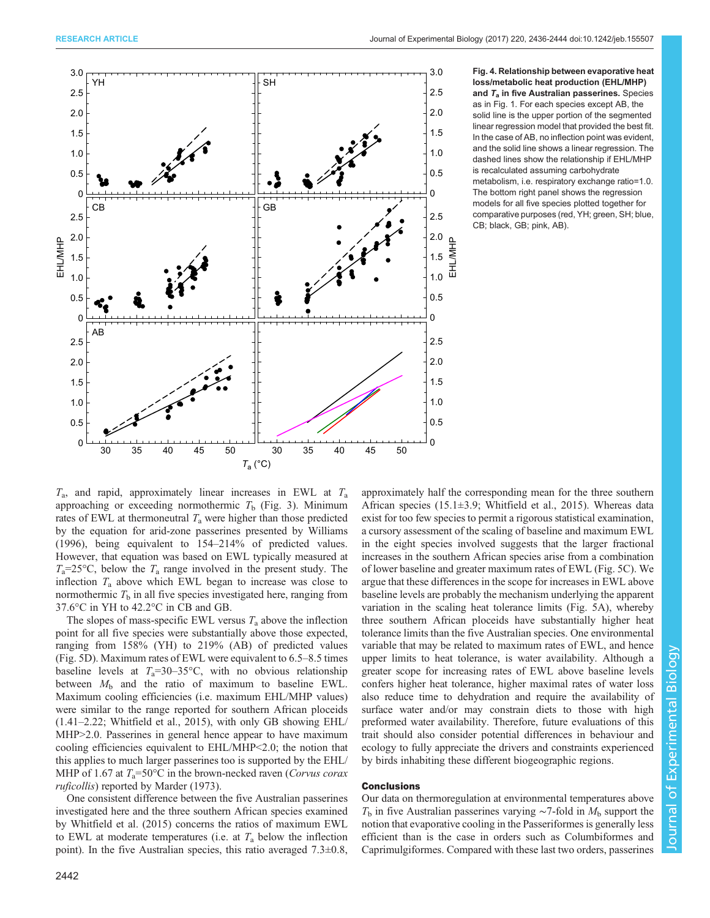**Fig. 4. Relationship between evaporative heat loss/metabolic heat production (EHL/MHP) and $T_a$ in five Australian passerines.** Species as in Fig. 1. For each species except AB, the solid line is the upper portion of the segmented linear regression model that provided the best fit. In the case of AB, no inflection point was evident, and the solid line shows a linear regression. The dashed lines show the relationship if EHL/MHP is recalculated assuming carbohydrate metabolism, i.e. respiratory exchange ratio=1.0. The bottom right panel shows the regression models for all five species plotted together for comparative purposes (red, YH; green, SH; blue, CB; black, GB; pink, AB).

$T_a$, and rapid, approximately linear increases in EWL at $T_a$ approaching or exceeding normothermic $T_b$ (Fig. 3). Minimum rates of EWL at thermoneutral $T_a$ were higher than those predicted by the equation for arid-zone passerines presented by Williams (1996), being equivalent to 154–214% of predicted values. However, that equation was based on EWL typically measured at $T_a$=25°C, below the $T_a$ range involved in the present study. The inflection $T_a$ above which EWL began to increase was close to normothermic $T_b$ in all five species investigated here, ranging from 37.6°C in YH to 42.2°C in CB and GB.

The slopes of mass-specific EWL versus $T_a$ above the inflection point for all five species were substantially above those expected, ranging from 158% (YH) to 219% (AB) of predicted values (Fig. 5D). Maximum rates of EWL were equivalent to 6.5–8.5 times baseline levels at $T_a$=30–35°C, with no obvious relationship between $M_b$ and the ratio of maximum to baseline EWL. Maximum cooling efficiencies (i.e. maximum EHL/MHP values) were similar to the range reported for southern African ploceids (1.41–2.22; Whitfield et al., 2015), with only GB showing EHL/MHP>2.0. Passerines in general hence appear to have maximum cooling efficiencies equivalent to EHL/MHP<2.0; the notion that this applies to much larger passerines too is supported by the EHL/MHP of 1.67 at $T_a$=50°C in the brown-necked raven (*Corvus corax ruficollis*) reported by Marder (1973).

One consistent difference between the five Australian passerines investigated here and the three southern African species examined by Whitfield et al. (2015) concerns the ratios of maximum EWL to EWL at moderate temperatures (i.e. at $T_a$ below the inflection point). In the five Australian species, this ratio averaged 7.3±0.8, approximately half the corresponding mean for the three southern African species (15.1±3.9; Whitfield et al., 2015). Whereas data exist for too few species to permit a rigorous statistical examination, a cursory assessment of the scaling of baseline and maximum EWL in the eight species involved suggests that the larger fractional increases in the southern African species arise from a combination of lower baseline and greater maximum rates of EWL (Fig. 5C). We argue that these differences in the scope for increases in EWL above baseline levels are probably the mechanism underlying the apparent variation in the scaling heat tolerance limits (Fig. 5A), whereby three southern African ploceids have substantially higher heat tolerance limits than the five Australian species. One environmental variable that may be related to maximum rates of EWL, and hence upper limits to heat tolerance, is water availability. Although a greater scope for increasing rates of EWL above baseline levels confers higher heat tolerance, higher maximal rates of water loss also reduce time to dehydration and require the availability of surface water and/or may constrain diets to those with high preformed water availability. Therefore, future evaluations of this trait should also consider potential differences in behaviour and ecology to fully appreciate the drivers and constraints experienced by birds inhabiting these different biogeographic regions.

## Conclusions

Our data on thermoregulation at environmental temperatures above $T_b$ in five Australian passerines varying ~7-fold in $M_b$ support the notion that evaporative cooling in the Passeriformes is generally less efficient than is the case in orders such as Columbiformes and Caprimulgiformes. Compared with these last two orders, passerines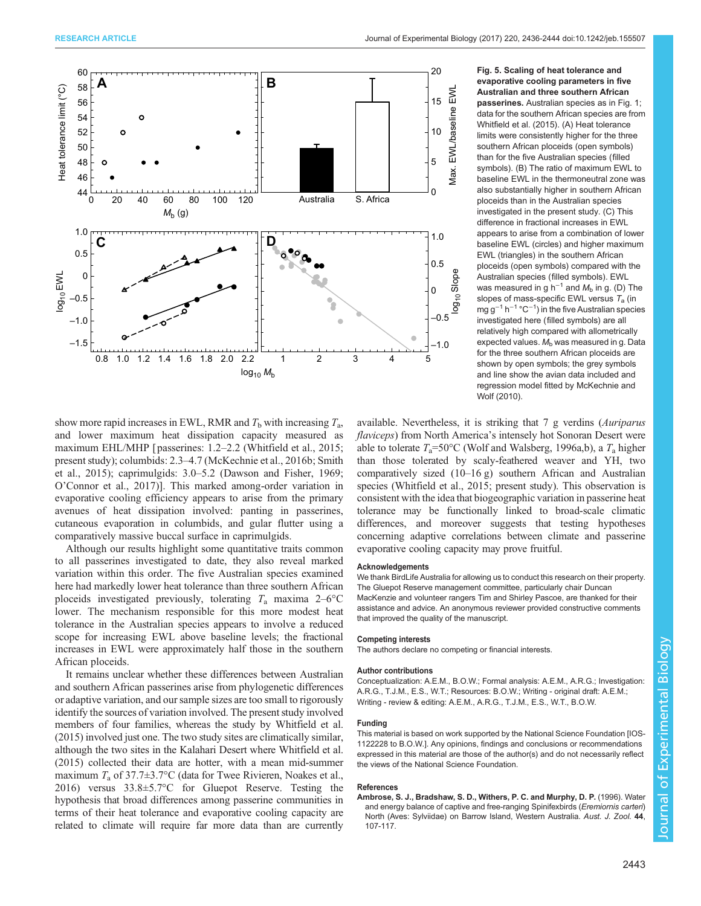**Fig. 5. Scaling of heat tolerance and evaporative cooling parameters in five Australian and three southern African passerines.** Australian species as in Fig. 1; data for the southern African species are from Whitfield et al. (2015). (A) Heat tolerance limits were consistently higher for the three southern African ploceids (open symbols) than for the five Australian species (filled symbols). (B) The ratio of maximum EWL to baseline EWL in the thermoneutral zone was also substantially higher in southern African ploceids than in the Australian species investigated in the present study. (C) This difference in fractional increases in EWL appears to arise from a combination of lower baseline EWL (circles) and higher maximum EWL (triangles) in the southern African ploceids (open symbols) compared with the Australian species (filled symbols). EWL was measured in g $h^{-1}$ and $M_b$ in g. (D) The slopes of mass-specific EWL versus $T_a$ (in mg $g^{-1}$ $h^{-1}$ °$C^{-1}$) in the five Australian species investigated here (filled symbols) are all relatively high compared with allometrically expected values. $M_b$ was measured in g. Data for the three southern African ploceids are shown by open symbols; the grey symbols and line show the avian data included and regression model fitted by McKechnie and Wolf (2010).

show more rapid increases in EWL, RMR and $T_b$ with increasing $T_a$, and lower maximum heat dissipation capacity measured as maximum EHL/MHP [passerines: 1.2–2.2 (Whitfield et al., 2015; present study); columbids: 2.3–4.7 (McKechnie et al., 2016b; Smith et al., 2015); caprimulgids: 3.0–5.2 (Dawson and Fisher, 1969; O'Connor et al., 2017)]. This marked among-order variation in evaporative cooling efficiency appears to arise from the primary avenues of heat dissipation involved: panting in passerines, cutaneous evaporation in columbids, and gular flutter using a comparatively massive buccal surface in caprimulgids.

Although our results highlight some quantitative traits common to all passerines investigated to date, they also reveal marked variation within this order. The five Australian species examined here had markedly lower heat tolerance than three southern African ploceids investigated previously, tolerating $T_a$ maxima 2–6°C lower. The mechanism responsible for this more modest heat tolerance in the Australian species appears to involve a reduced scope for increasing EWL above baseline levels; the fractional increases in EWL were approximately half those in the southern African ploceids.

It remains unclear whether these differences between Australian and southern African passerines arise from phylogenetic differences or adaptive variation, and our sample sizes are too small to rigorously identify the sources of variation involved. The present study involved members of four families, whereas the study by Whitfield et al. (2015) involved just one. The two study sites are climatically similar, although the two sites in the Kalahari Desert where Whitfield et al. (2015) collected their data are hotter, with a mean mid-summer maximum $T_a$ of 37.7±3.7°C (data for Twee Rivieren, Noakes et al., 2016) versus 33.8±5.7°C for Gluepot Reserve. Testing the hypothesis that broad differences among passerine communities in terms of their heat tolerance and evaporative cooling capacity are related to climate will require far more data than are currently available. Nevertheless, it is striking that 7 g verdins (*Auriparus flaviceps*) from North America's intensely hot Sonoran Desert were able to tolerate $T_a$=50°C (Wolf and Walsberg, 1996a,b), a $T_a$ higher than those tolerated by scaly-feathered weaver and YH, two comparatively sized (10–16 g) southern African and Australian species (Whitfield et al., 2015; present study). This observation is consistent with the idea that biogeographic variation in passerine heat tolerance may be functionally linked to broad-scale climatic differences, and moreover suggests that testing hypotheses concerning adaptive correlations between climate and passerine evaporative cooling capacity may prove fruitful.

#### Acknowledgements

We thank BirdLife Australia for allowing us to conduct this research on their property. The Gluepot Reserve management committee, particularly chair Duncan MacKenzie and volunteer rangers Tim and Shirley Pascoe, are thanked for their assistance and advice. An anonymous reviewer provided constructive comments that improved the quality of the manuscript.

#### Competing interests

The authors declare no competing or financial interests.

#### Author contributions

Conceptualization: A.E.M., B.O.W.; Formal analysis: A.E.M., A.R.G.; Investigation: A.R.G., T.J.M., E.S., W.T.; Resources: B.O.W.; Writing - original draft: A.E.M.; Writing - review & editing: A.E.M., A.R.G., T.J.M., E.S., W.T., B.O.W.

#### Funding

This material is based on work supported by the National Science Foundation [IOS-1122228 to B.O.W.]. Any opinions, findings and conclusions or recommendations expressed in this material are those of the author(s) and do not necessarily reflect the views of the National Science Foundation.

#### References

**Ambrose, S. J., Bradshaw, S. D., Withers, P. C. and Murphy, D. P.** (1996). Water and energy balance of captive and free-ranging Spinifexbirds (*Eremiornis carteri*) North (Aves: Sylviidae) on Barrow Island, Western Australia. *Aust. J. Zool.* **44**, 107-117.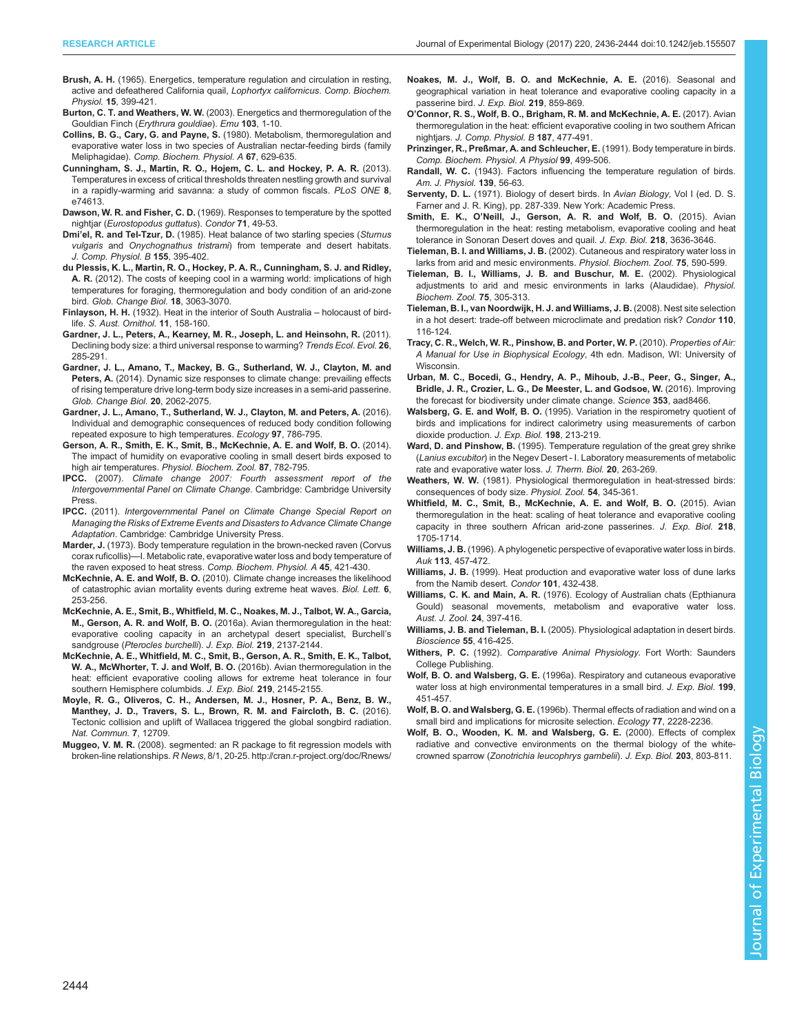**Brush, A. H.** (1965). Energetics, temperature regulation and circulation in resting, active and defeathered California quail, *Lophortyx californicus*. *Comp. Biochem. Physiol.* **15**, 399-421.

**Burton, C. T. and Weathers, W. W.** (2003). Energetics and thermoregulation of the Gouldian Finch (*Erythrura gouldiae*). *Emu* **103**, 1-10.

**Collins, B. G., Cary, G. and Payne, S.** (1980). Metabolism, thermoregulation and evaporative water loss in two species of Australian nectar-feeding birds (family Meliphagidae). *Comp. Biochem. Physiol. A* **67**, 629-635.

**Cunningham, S. J., Martin, R. O., Hojem, C. L. and Hockey, P. A. R.** (2013). Temperatures in excess of critical thresholds threaten nestling growth and survival in a rapidly-warming arid savanna: a study of common fiscals. *PLoS ONE* **8**, e74613.

**Dawson, W. R. and Fisher, C. D.** (1969). Responses to temperature by the spotted nightjar (*Eurostopodus guttatus*). *Condor* **71**, 49-53.

**Dmi'el, R. and Tel-Tzur, D.** (1985). Heat balance of two starling species (*Sturnus vulgaris* and *Onychognathus tristrami*) from temperate and desert habitats. *J. Comp. Physiol. B* **155**, 395-402.

**du Plessis, K. L., Martin, R. O., Hockey, P. A. R., Cunningham, S. J. and Ridley, A. R.** (2012). The costs of keeping cool in a warming world: implications of high temperatures for foraging, thermoregulation and body condition of an arid-zone bird. *Glob. Change Biol.* **18**, 3063-3070.

**Finlayson, H. H.** (1932). Heat in the interior of South Australia – holocaust of bird-life. *S. Aust. Ornithol.* **11**, 158-160.

**Gardner, J. L., Peters, A., Kearney, M. R., Joseph, L. and Heinsohn, R.** (2011). Declining body size: a third universal response to warming? *Trends Ecol. Evol.* **26**, 285-291.

**Gardner, J. L., Amano, T., Mackey, B. G., Sutherland, W. J., Clayton, M. and Peters, A.** (2014). Dynamic size responses to climate change: prevailing effects of rising temperature drive long-term body size increases in a semi-arid passerine. *Glob. Change Biol.* **20**, 2062-2075.

**Gardner, J. L., Amano, T., Sutherland, W. J., Clayton, M. and Peters, A.** (2016). Individual and demographic consequences of reduced body condition following repeated exposure to high temperatures. *Ecology* **97**, 786-795.

**Gerson, A. R., Smith, E. K., Smit, B., McKechnie, A. E. and Wolf, B. O.** (2014). The impact of humidity on evaporative cooling in small desert birds exposed to high air temperatures. *Physiol. Biochem. Zool.* **87**, 782-795.

**IPCC.** (2007). *Climate change 2007: Fourth assessment report of the Intergovernmental Panel on Climate Change*. Cambridge: Cambridge University Press.

**IPCC.** (2011). *Intergovernmental Panel on Climate Change Special Report on Managing the Risks of Extreme Events and Disasters to Advance Climate Change Adaptation*. Cambridge: Cambridge University Press.

**Marder, J.** (1973). Body temperature regulation in the brown-necked raven (Corvus corax ruficollis)—I. Metabolic rate, evaporative water loss and body temperature of the raven exposed to heat stress. *Comp. Biochem. Physiol. A* **45**, 421-430.

**McKechnie, A. E. and Wolf, B. O.** (2010). Climate change increases the likelihood of catastrophic avian mortality events during extreme heat waves. *Biol. Lett.* **6**, 253-256.

**McKechnie, A. E., Smit, B., Whitfield, M. C., Noakes, M. J., Talbot, W. A., Garcia, M., Gerson, A. R. and Wolf, B. O.** (2016a). Avian thermoregulation in the heat: evaporative cooling capacity in an archetypal desert specialist, Burchell's sandgrouse (*Pterocles burchelli*). *J. Exp. Biol.* **219**, 2137-2144.

**McKechnie, A. E., Whitfield, M. C., Smit, B., Gerson, A. R., Smith, E. K., Talbot, W. A., McWhorter, T. J. and Wolf, B. O.** (2016b). Avian thermoregulation in the heat: efficient evaporative cooling allows for extreme heat tolerance in four southern Hemisphere columbids. *J. Exp. Biol.* **219**, 2145-2155.

**Moyle, R. G., Oliveros, C. H., Andersen, M. J., Hosner, P. A., Benz, B. W., Manthey, J. D., Travers, S. L., Brown, R. M. and Faircloth, B. C.** (2016). Tectonic collision and uplift of Wallacea triggered the global songbird radiation. *Nat. Commun.* **7**, 12709.

**Muggeo, V. M. R.** (2008). segmented: an R package to fit regression models with broken-line relationships. *R News*, 8/1, 20-25. http://cran.r-project.org/doc/Rnews/

**Noakes, M. J., Wolf, B. O. and McKechnie, A. E.** (2016). Seasonal and geographical variation in heat tolerance and evaporative cooling capacity in a passerine bird. *J. Exp. Biol.* **219**, 859-869.

**O'Connor, R. S., Wolf, B. O., Brigham, R. M. and McKechnie, A. E.** (2017). Avian thermoregulation in the heat: efficient evaporative cooling in two southern African nightjars. *J. Comp. Physiol. B* **187**, 477-491.

**Prinzinger, R., Preßmar, A. and Schleucher, E.** (1991). Body temperature in birds. *Comp. Biochem. Physiol. A Physiol* **99**, 499-506.

**Randall, W. C.** (1943). Factors influencing the temperature regulation of birds. *Am. J. Physiol.* **139**, 56-63.

**Serventy, D. L.** (1971). Biology of desert birds. In *Avian Biology*, Vol I (ed. D. S. Farner and J. R. King), pp. 287-339. New York: Academic Press.

**Smith, E. K., O'Neill, J., Gerson, A. R. and Wolf, B. O.** (2015). Avian thermoregulation in the heat: resting metabolism, evaporative cooling and heat tolerance in Sonoran Desert doves and quail. *J. Exp. Biol.* **218**, 3636-3646.

**Tieleman, B. I. and Williams, J. B.** (2002). Cutaneous and respiratory water loss in larks from arid and mesic environments. *Physiol. Biochem. Zool.* **75**, 590-599.

**Tieleman, B. I., Williams, J. B. and Buschur, M. E.** (2002). Physiological adjustments to arid and mesic environments in larks (Alaudidae). *Physiol. Biochem. Zool.* **75**, 305-313.

**Tieleman, B. I., van Noordwijk, H. J. and Williams, J. B.** (2008). Nest site selection in a hot desert: trade-off between microclimate and predation risk? *Condor* **110**, 116-124.

**Tracy, C. R., Welch, W. R., Pinshow, B. and Porter, W. P.** (2010). *Properties of Air: A Manual for Use in Biophysical Ecology*, 4th edn. Madison, WI: University of Wisconsin.

**Urban, M. C., Bocedi, G., Hendry, A. P., Mihoub, J.-B., Peer, G., Singer, A., Bridle, J. R., Crozier, L. G., De Meester, L. and Godsoe, W.** (2016). Improving the forecast for biodiversity under climate change. *Science* **353**, aad8466.

**Walsberg, G. E. and Wolf, B. O.** (1995). Variation in the respirometry quotient of birds and implications for indirect calorimetry using measurements of carbon dioxide production. *J. Exp. Biol.* **198**, 213-219.

**Ward, D. and Pinshow, B.** (1995). Temperature regulation of the great grey shrike (*Lanius excubitor*) in the Negev Desert - I. Laboratory measurements of metabolic rate and evaporative water loss. *J. Therm. Biol.* **20**, 263-269.

**Weathers, W. W.** (1981). Physiological thermoregulation in heat-stressed birds: consequences of body size. *Physiol. Zool.* **54**, 345-361.

**Whitfield, M. C., Smit, B., McKechnie, A. E. and Wolf, B. O.** (2015). Avian thermoregulation in the heat: scaling of heat tolerance and evaporative cooling capacity in three southern African arid-zone passerines. *J. Exp. Biol.* **218**, 1705-1714.

**Williams, J. B.** (1996). A phylogenetic perspective of evaporative water loss in birds. *Auk* **113**, 457-472.

**Williams, J. B.** (1999). Heat production and evaporative water loss of dune larks from the Namib desert. *Condor* **101**, 432-438.

**Williams, C. K. and Main, A. R.** (1976). Ecology of Australian chats (Epthianura Gould) seasonal movements, metabolism and evaporative water loss. *Aust. J. Zool.* **24**, 397-416.

**Williams, J. B. and Tieleman, B. I.** (2005). Physiological adaptation in desert birds. *Bioscience* **55**, 416-425.

**Withers, P. C.** (1992). *Comparative Animal Physiology*. Fort Worth: Saunders College Publishing.

**Wolf, B. O. and Walsberg, G. E.** (1996a). Respiratory and cutaneous evaporative water loss at high environmental temperatures in a small bird. *J. Exp. Biol.* **199**, 451-457.

**Wolf, B. O. and Walsberg, G. E.** (1996b). Thermal effects of radiation and wind on a small bird and implications for microsite selection. *Ecology* **77**, 2228-2236.

**Wolf, B. O., Wooden, K. M. and Walsberg, G. E.** (2000). Effects of complex radiative and convective environments on the thermal biology of the white-crowned sparrow (*Zonotrichia leucophrys gambelii*). *J. Exp. Biol.* **203**, 803-811.